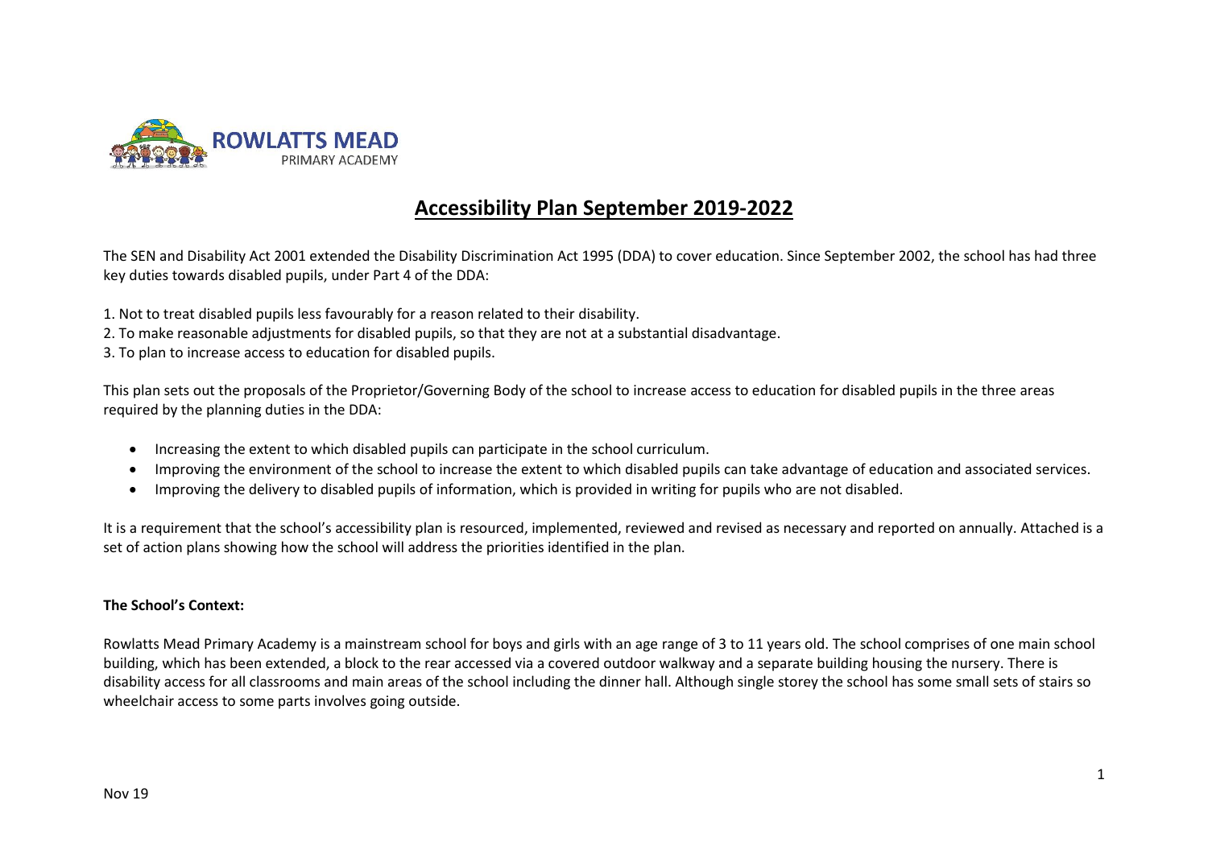ROWLATTS MEAD
PRIMARY ACADEMY

# Accessibility Plan September 2019-2022

The SEN and Disability Act 2001 extended the Disability Discrimination Act 1995 (DDA) to cover education. Since September 2002, the school has had three key duties towards disabled pupils, under Part 4 of the DDA:

1. Not to treat disabled pupils less favourably for a reason related to their disability.
2. To make reasonable adjustments for disabled pupils, so that they are not at a substantial disadvantage.
3. To plan to increase access to education for disabled pupils.

This plan sets out the proposals of the Proprietor/Governing Body of the school to increase access to education for disabled pupils in the three areas required by the planning duties in the DDA:

- Increasing the extent to which disabled pupils can participate in the school curriculum.
- Improving the environment of the school to increase the extent to which disabled pupils can take advantage of education and associated services.
- Improving the delivery to disabled pupils of information, which is provided in writing for pupils who are not disabled.

It is a requirement that the school's accessibility plan is resourced, implemented, reviewed and revised as necessary and reported on annually. Attached is a set of action plans showing how the school will address the priorities identified in the plan.

**The School's Context:**

Rowlatts Mead Primary Academy is a mainstream school for boys and girls with an age range of 3 to 11 years old. The school comprises of one main school building, which has been extended, a block to the rear accessed via a covered outdoor walkway and a separate building housing the nursery. There is disability access for all classrooms and main areas of the school including the dinner hall. Although single storey the school has some small sets of stairs so wheelchair access to some parts involves going outside.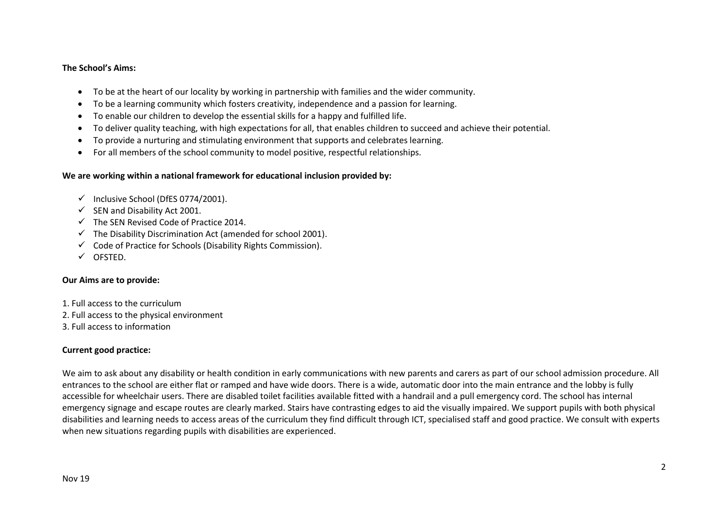**The School's Aims:**

- To be at the heart of our locality by working in partnership with families and the wider community.
- To be a learning community which fosters creativity, independence and a passion for learning.
- To enable our children to develop the essential skills for a happy and fulfilled life.
- To deliver quality teaching, with high expectations for all, that enables children to succeed and achieve their potential.
- To provide a nurturing and stimulating environment that supports and celebrates learning.
- For all members of the school community to model positive, respectful relationships.

**We are working within a national framework for educational inclusion provided by:**

- ✓ Inclusive School (DfES 0774/2001).
- ✓ SEN and Disability Act 2001.
- ✓ The SEN Revised Code of Practice 2014.
- ✓ The Disability Discrimination Act (amended for school 2001).
- ✓ Code of Practice for Schools (Disability Rights Commission).
- ✓ OFSTED.

**Our Aims are to provide:**

1. Full access to the curriculum
2. Full access to the physical environment
3. Full access to information

**Current good practice:**

We aim to ask about any disability or health condition in early communications with new parents and carers as part of our school admission procedure. All entrances to the school are either flat or ramped and have wide doors. There is a wide, automatic door into the main entrance and the lobby is fully accessible for wheelchair users. There are disabled toilet facilities available fitted with a handrail and a pull emergency cord. The school has internal emergency signage and escape routes are clearly marked. Stairs have contrasting edges to aid the visually impaired. We support pupils with both physical disabilities and learning needs to access areas of the curriculum they find difficult through ICT, specialised staff and good practice. We consult with experts when new situations regarding pupils with disabilities are experienced.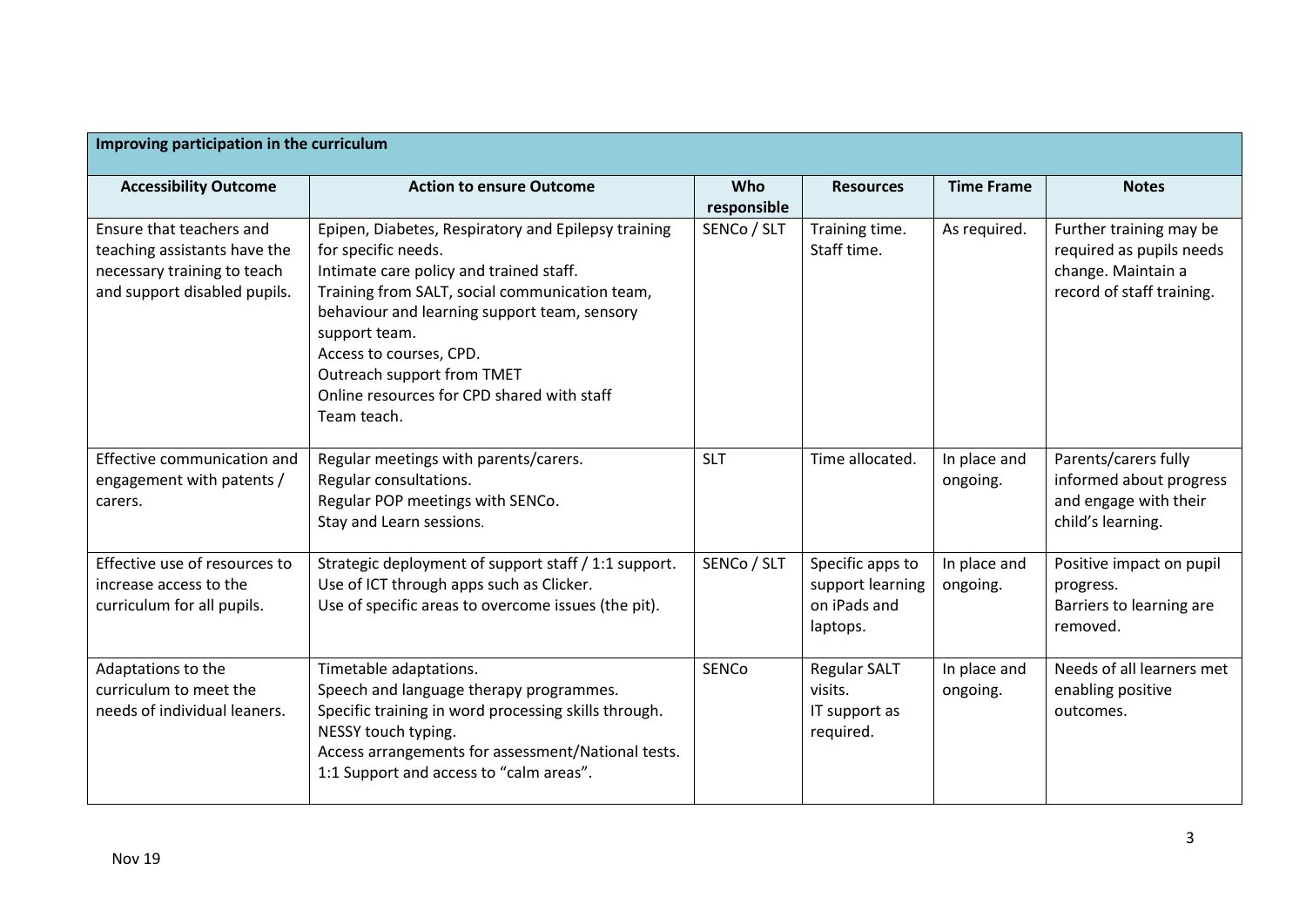| Improving participation in the curriculum | | | | | |
|---|---|---|---|---|---|
| **Accessibility Outcome** | **Action to ensure Outcome** | **Who responsible** | **Resources** | **Time Frame** | **Notes** |
| Ensure that teachers and teaching assistants have the necessary training to teach and support disabled pupils. | Epipen, Diabetes, Respiratory and Epilepsy training for specific needs.<br>Intimate care policy and trained staff.<br>Training from SALT, social communication team, behaviour and learning support team, sensory support team.<br>Access to courses, CPD.<br>Outreach support from TMET<br>Online resources for CPD shared with staff<br>Team teach. | SENCo / SLT | Training time.<br>Staff time. | As required. | Further training may be required as pupils needs change. Maintain a record of staff training. |
| Effective communication and engagement with patents / carers. | Regular meetings with parents/carers.<br>Regular consultations.<br>Regular POP meetings with SENCo.<br>Stay and Learn sessions. | SLT | Time allocated. | In place and ongoing. | Parents/carers fully informed about progress and engage with their child's learning. |
| Effective use of resources to increase access to the curriculum for all pupils. | Strategic deployment of support staff / 1:1 support.<br>Use of ICT through apps such as Clicker.<br>Use of specific areas to overcome issues (the pit). | SENCo / SLT | Specific apps to support learning on iPads and laptops. | In place and ongoing. | Positive impact on pupil progress.<br>Barriers to learning are removed. |
| Adaptations to the curriculum to meet the needs of individual leaners. | Timetable adaptations.<br>Speech and language therapy programmes.<br>Specific training in word processing skills through. NESSY touch typing.<br>Access arrangements for assessment/National tests.<br>1:1 Support and access to "calm areas". | SENCo | Regular SALT visits.<br>IT support as required. | In place and ongoing. | Needs of all learners met enabling positive outcomes. |

Nov 19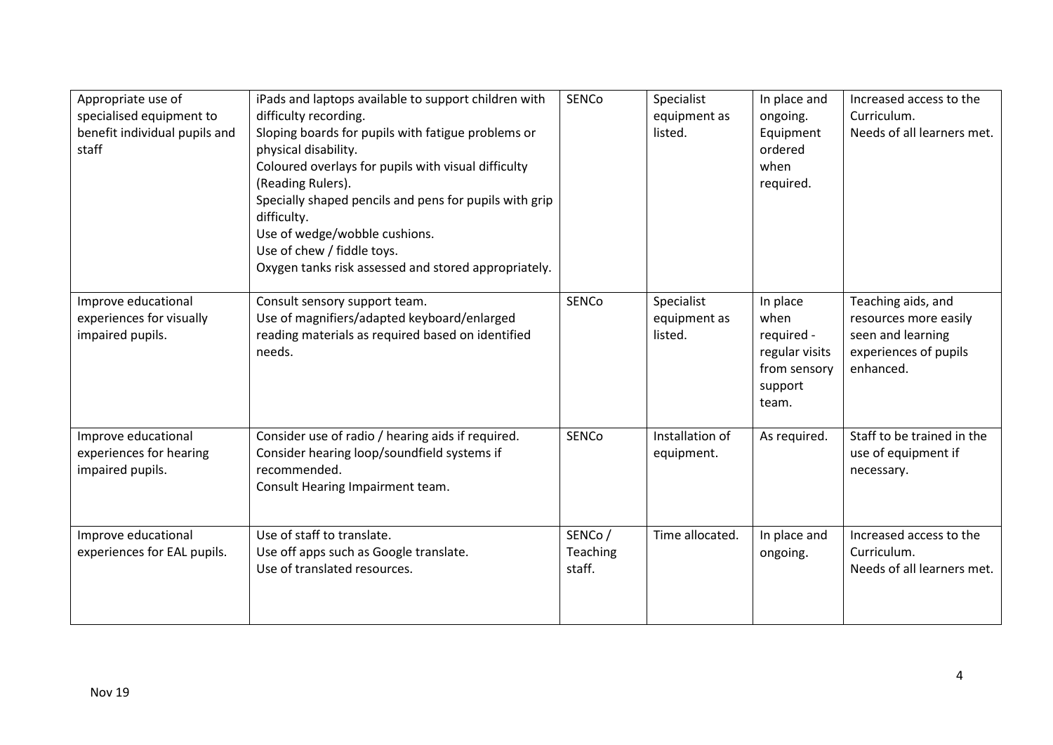| Appropriate use of specialised equipment to benefit individual pupils and staff | iPads and laptops available to support children with difficulty recording.<br>Sloping boards for pupils with fatigue problems or physical disability.<br>Coloured overlays for pupils with visual difficulty (Reading Rulers).<br>Specially shaped pencils and pens for pupils with grip difficulty.<br>Use of wedge/wobble cushions.<br>Use of chew / fiddle toys.<br>Oxygen tanks risk assessed and stored appropriately. | SENCo | Specialist equipment as listed. | In place and ongoing. Equipment ordered when required. | Increased access to the Curriculum.<br>Needs of all learners met. |
|---|---|---|---|---|---|
| Improve educational experiences for visually impaired pupils. | Consult sensory support team.<br>Use of magnifiers/adapted keyboard/enlarged reading materials as required based on identified needs. | SENCo | Specialist equipment as listed. | In place when required - regular visits from sensory support team. | Teaching aids, and resources more easily seen and learning experiences of pupils enhanced. |
| Improve educational experiences for hearing impaired pupils. | Consider use of radio / hearing aids if required.<br>Consider hearing loop/soundfield systems if recommended.<br>Consult Hearing Impairment team. | SENCo | Installation of equipment. | As required. | Staff to be trained in the use of equipment if necessary. |
| Improve educational experiences for EAL pupils. | Use of staff to translate.<br>Use off apps such as Google translate.<br>Use of translated resources. | SENCo / Teaching staff. | Time allocated. | In place and ongoing. | Increased access to the Curriculum.<br>Needs of all learners met. |

Nov 19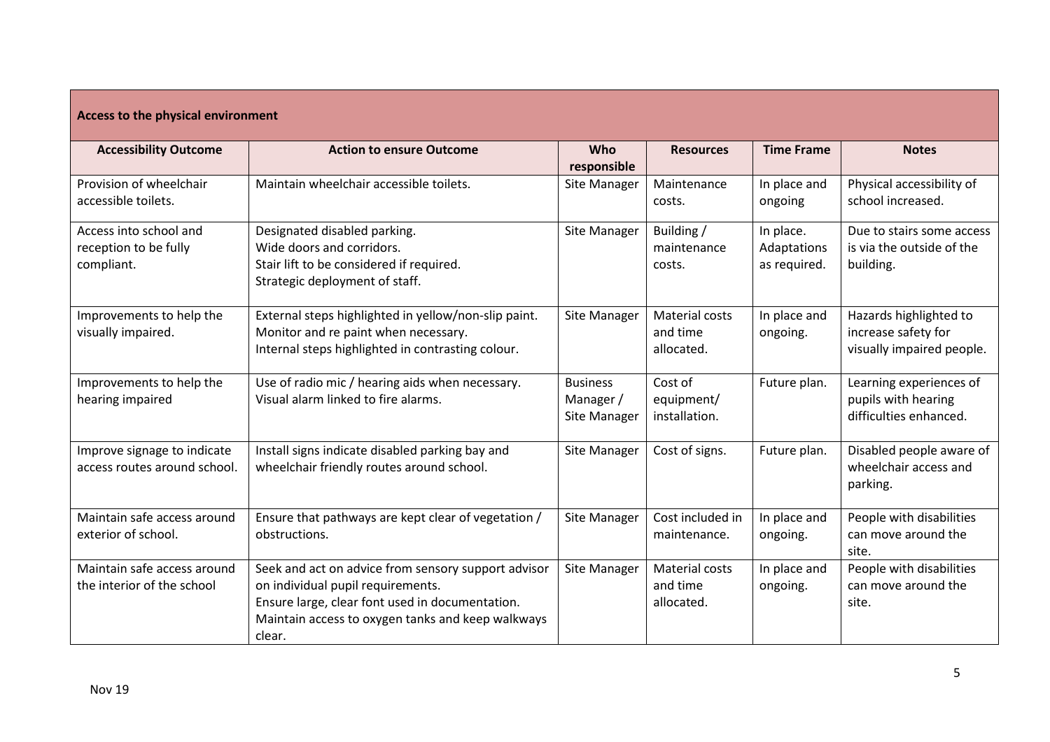| Access to the physical environment | | | | | |
|---|---|---|---|---|---|
| **Accessibility Outcome** | **Action to ensure Outcome** | **Who responsible** | **Resources** | **Time Frame** | **Notes** |
| Provision of wheelchair accessible toilets. | Maintain wheelchair accessible toilets. | Site Manager | Maintenance costs. | In place and ongoing | Physical accessibility of school increased. |
| Access into school and reception to be fully compliant. | Designated disabled parking.<br>Wide doors and corridors.<br>Stair lift to be considered if required.<br>Strategic deployment of staff. | Site Manager | Building / maintenance costs. | In place. Adaptations as required. | Due to stairs some access is via the outside of the building. |
| Improvements to help the visually impaired. | External steps highlighted in yellow/non-slip paint.<br>Monitor and re paint when necessary.<br>Internal steps highlighted in contrasting colour. | Site Manager | Material costs and time allocated. | In place and ongoing. | Hazards highlighted to increase safety for visually impaired people. |
| Improvements to help the hearing impaired | Use of radio mic / hearing aids when necessary.<br>Visual alarm linked to fire alarms. | Business Manager / Site Manager | Cost of equipment/ installation. | Future plan. | Learning experiences of pupils with hearing difficulties enhanced. |
| Improve signage to indicate access routes around school. | Install signs indicate disabled parking bay and wheelchair friendly routes around school. | Site Manager | Cost of signs. | Future plan. | Disabled people aware of wheelchair access and parking. |
| Maintain safe access around exterior of school. | Ensure that pathways are kept clear of vegetation / obstructions. | Site Manager | Cost included in maintenance. | In place and ongoing. | People with disabilities can move around the site. |
| Maintain safe access around the interior of the school | Seek and act on advice from sensory support advisor on individual pupil requirements.<br>Ensure large, clear font used in documentation.<br>Maintain access to oxygen tanks and keep walkways clear. | Site Manager | Material costs and time allocated. | In place and ongoing. | People with disabilities can move around the site. |

Nov 19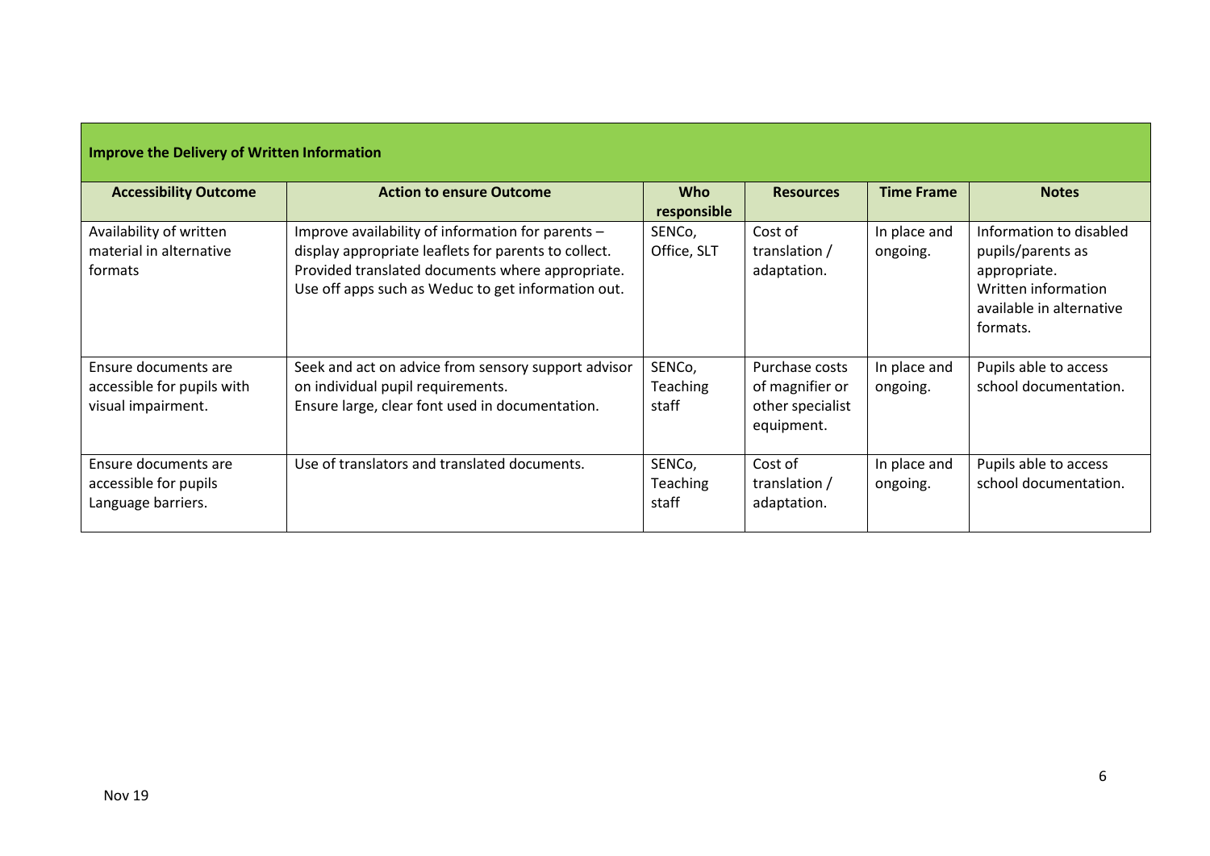| **Improve the Delivery of Written Information** | | | | | |
|---|---|---|---|---|---|
| **Accessibility Outcome** | **Action to ensure Outcome** | **Who responsible** | **Resources** | **Time Frame** | **Notes** |
| Availability of written material in alternative formats | Improve availability of information for parents – display appropriate leaflets for parents to collect. Provided translated documents where appropriate. Use off apps such as Weduc to get information out. | SENCo, Office, SLT | Cost of translation / adaptation. | In place and ongoing. | Information to disabled pupils/parents as appropriate. Written information available in alternative formats. |
| Ensure documents are accessible for pupils with visual impairment. | Seek and act on advice from sensory support advisor on individual pupil requirements. Ensure large, clear font used in documentation. | SENCo, Teaching staff | Purchase costs of magnifier or other specialist equipment. | In place and ongoing. | Pupils able to access school documentation. |
| Ensure documents are accessible for pupils Language barriers. | Use of translators and translated documents. | SENCo, Teaching staff | Cost of translation / adaptation. | In place and ongoing. | Pupils able to access school documentation. |

Nov 19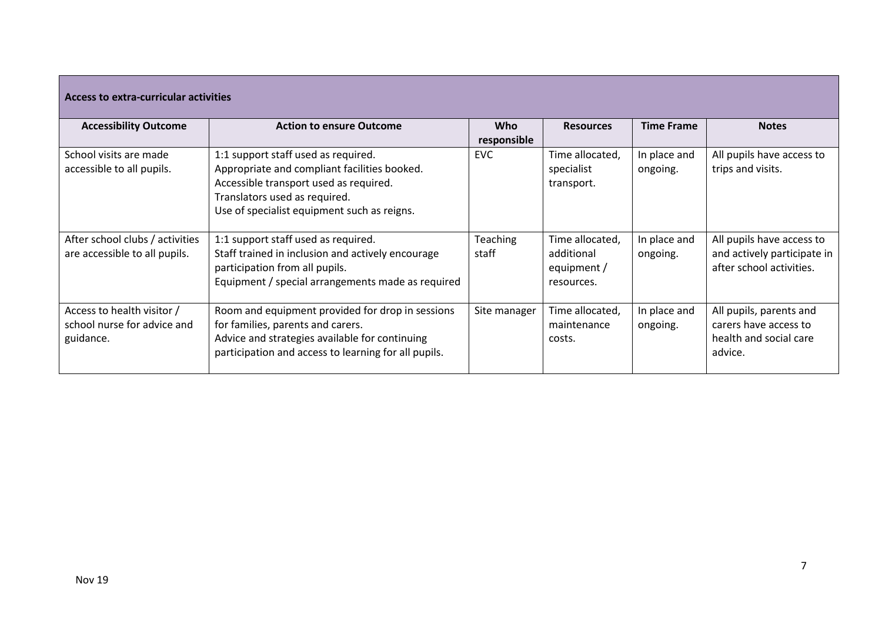| **Access to extra-curricular activities** | | | | | |
|---|---|---|---|---|---|
| **Accessibility Outcome** | **Action to ensure Outcome** | **Who responsible** | **Resources** | **Time Frame** | **Notes** |
| School visits are made accessible to all pupils. | 1:1 support staff used as required.<br>Appropriate and compliant facilities booked.<br>Accessible transport used as required.<br>Translators used as required.<br>Use of specialist equipment such as reigns. | EVC | Time allocated, specialist transport. | In place and ongoing. | All pupils have access to trips and visits. |
| After school clubs / activities are accessible to all pupils. | 1:1 support staff used as required.<br>Staff trained in inclusion and actively encourage participation from all pupils.<br>Equipment / special arrangements made as required | Teaching staff | Time allocated, additional equipment / resources. | In place and ongoing. | All pupils have access to and actively participate in after school activities. |
| Access to health visitor / school nurse for advice and guidance. | Room and equipment provided for drop in sessions for families, parents and carers.<br>Advice and strategies available for continuing participation and access to learning for all pupils. | Site manager | Time allocated, maintenance costs. | In place and ongoing. | All pupils, parents and carers have access to health and social care advice. |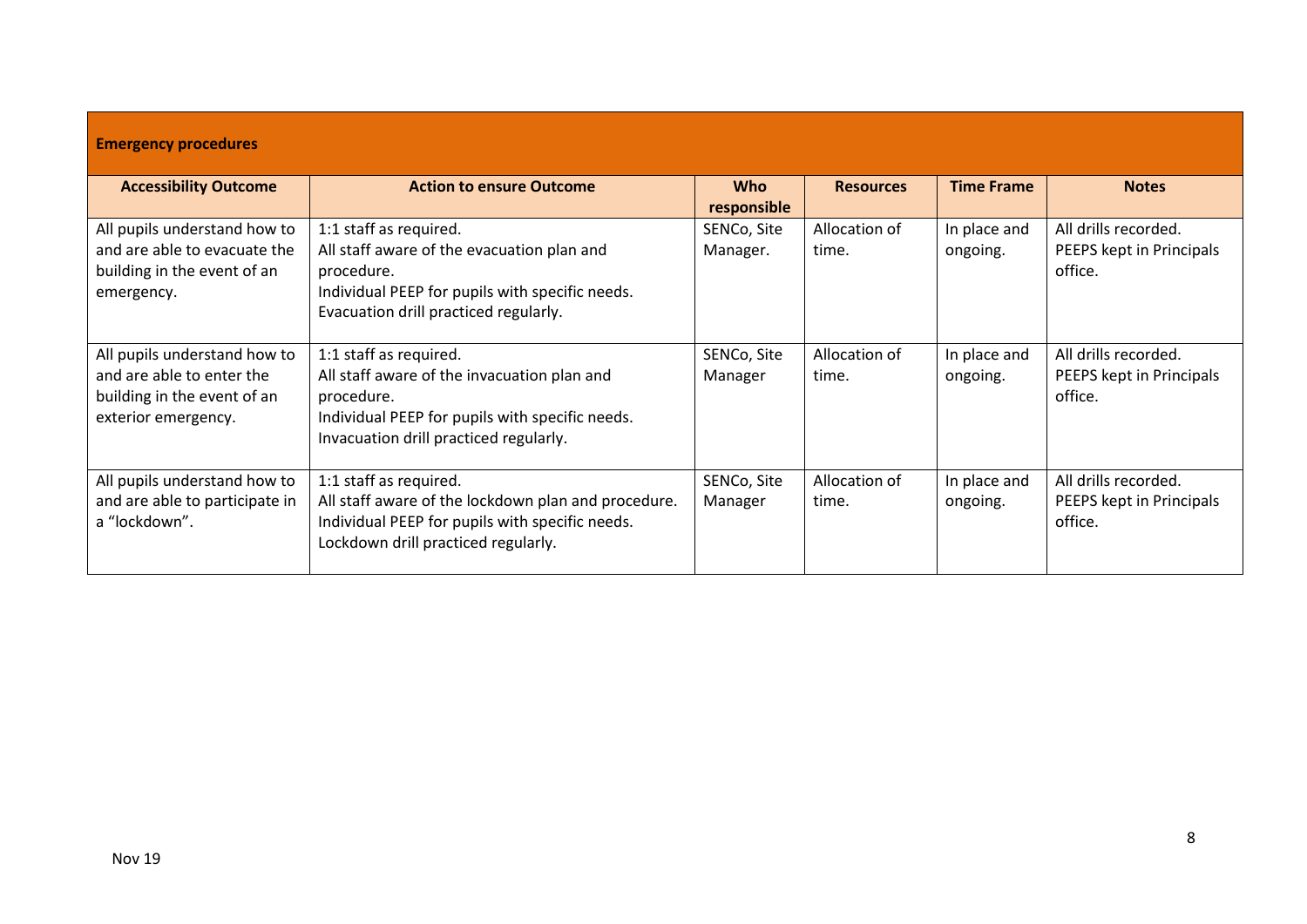| Emergency procedures | | | | | |
|---|---|---|---|---|---|
| **Accessibility Outcome** | **Action to ensure Outcome** | **Who responsible** | **Resources** | **Time Frame** | **Notes** |
| All pupils understand how to and are able to evacuate the building in the event of an emergency. | 1:1 staff as required.<br>All staff aware of the evacuation plan and procedure.<br>Individual PEEP for pupils with specific needs.<br>Evacuation drill practiced regularly. | SENCo, Site Manager. | Allocation of time. | In place and ongoing. | All drills recorded.<br>PEEPS kept in Principals office. |
| All pupils understand how to and are able to enter the building in the event of an exterior emergency. | 1:1 staff as required.<br>All staff aware of the invacuation plan and procedure.<br>Individual PEEP for pupils with specific needs.<br>Invacuation drill practiced regularly. | SENCo, Site Manager | Allocation of time. | In place and ongoing. | All drills recorded.<br>PEEPS kept in Principals office. |
| All pupils understand how to and are able to participate in a "lockdown". | 1:1 staff as required.<br>All staff aware of the lockdown plan and procedure.<br>Individual PEEP for pupils with specific needs.<br>Lockdown drill practiced regularly. | SENCo, Site Manager | Allocation of time. | In place and ongoing. | All drills recorded.<br>PEEPS kept in Principals office. |

Nov 19